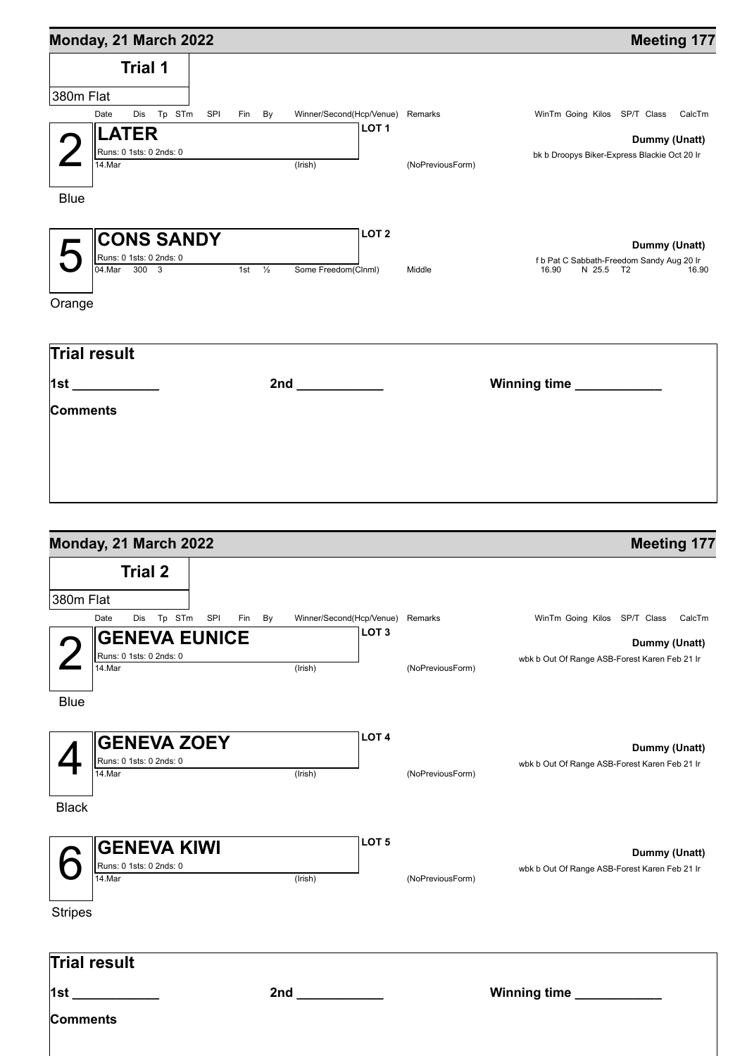## Monday, 21 March 2022 — Meeting 177

### Trial 1

380m Flat

| | Date | Dis | Tp | STm | SPl | Fin | By | Winner/Second(Hcp/Venue) | Remarks | WinTm | Going | Kilos | SP/T | Class | CalcTm |
|---|---|---|---|---|---|---|---|---|---|---|---|---|---|---|---|
| **2 — LATER** (Blue) — LOT 1 — Runs: 0 1sts: 0 2nds: 0 — Dummy (Unatt) — bk b Droopys Biker-Express Blackie Oct 20 Ir | 14.Mar | | | | | | | (Irish) | (NoPreviousForm) | | | | | | |
| **5 — CONS SANDY** (Orange) — LOT 2 — Runs: 0 1sts: 0 2nds: 0 — Dummy (Unatt) — f b Pat C Sabbath-Freedom Sandy Aug 20 Ir | 04.Mar | 300 | 3 | | | 1st | ½ | Some Freedom(Clnml) | Middle | 16.90 | N | 25.5 | | T2 | 16.90 |

**Trial result**

**1st** ____________ **2nd** ____________ **Winning time** ____________

**Comments**

## Monday, 21 March 2022 — Meeting 177

### Trial 2

380m Flat

| | Date | Dis | Tp | STm | SPl | Fin | By | Winner/Second(Hcp/Venue) | Remarks | WinTm | Going | Kilos | SP/T | Class | CalcTm |
|---|---|---|---|---|---|---|---|---|---|---|---|---|---|---|---|
| **2 — GENEVA EUNICE** (Blue) — LOT 3 — Runs: 0 1sts: 0 2nds: 0 — Dummy (Unatt) — wbk b Out Of Range ASB-Forest Karen Feb 21 Ir | 14.Mar | | | | | | | (Irish) | (NoPreviousForm) | | | | | | |
| **4 — GENEVA ZOEY** (Black) — LOT 4 — Runs: 0 1sts: 0 2nds: 0 — Dummy (Unatt) — wbk b Out Of Range ASB-Forest Karen Feb 21 Ir | 14.Mar | | | | | | | (Irish) | (NoPreviousForm) | | | | | | |
| **6 — GENEVA KIWI** (Stripes) — LOT 5 — Runs: 0 1sts: 0 2nds: 0 — Dummy (Unatt) — wbk b Out Of Range ASB-Forest Karen Feb 21 Ir | 14.Mar | | | | | | | (Irish) | (NoPreviousForm) | | | | | | |

**Trial result**

**1st** ____________ **2nd** ____________ **Winning time** ____________

**Comments**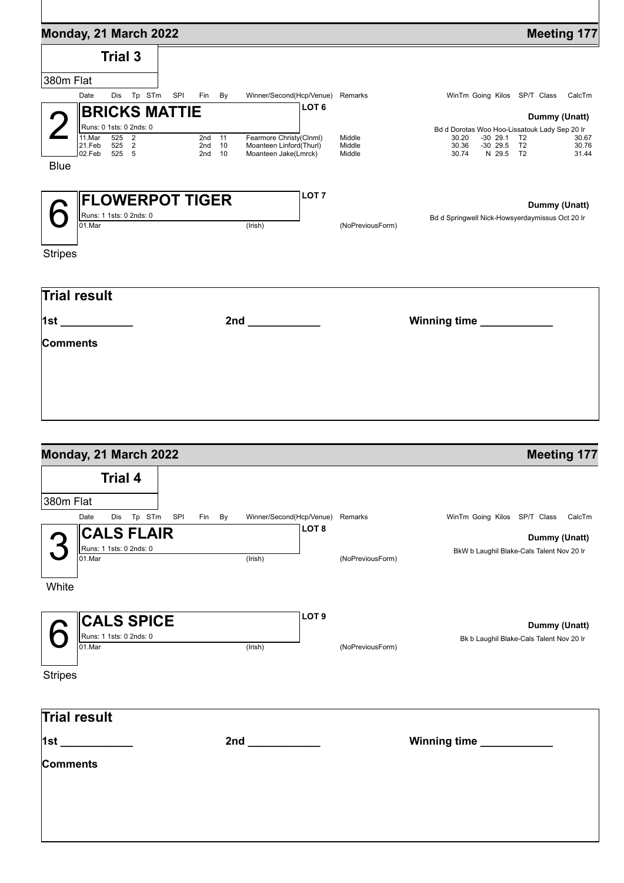## Monday, 21 March 2022

**Meeting 177**

### Trial 3

380m Flat

| Date | Dis | Tp | STm | SPl | Fin | By | Winner/Second(Hcp/Venue) | Remarks | WinTm | Going | Kilos | SP/T | Class | CalcTm |
|---|---|---|---|---|---|---|---|---|---|---|---|---|---|---|

**2** — **BRICKS MATTIE** — LOT 6 — Dummy (Unatt)

Blue

Runs: 0 1sts: 0 2nds: 0

Bd d Dorotas Woo Hoo-Lissatouk Lady Sep 20 Ir

| Date | Dis | Tp | STm | SPl | Fin | By | Winner/Second(Hcp/Venue) | Remarks | WinTm | Going | Kilos | SP/T | Class | CalcTm |
|---|---|---|---|---|---|---|---|---|---|---|---|---|---|---|
| 11.Mar | 525 | 2 | | | 2nd | 11 | Fearmore Christy(Clnml) | Middle | 30.20 | -30 | 29.1 | | T2 | 30.67 |
| 21.Feb | 525 | 2 | | | 2nd | 10 | Moanteen Linford(Thurl) | Middle | 30.36 | -30 | 29.5 | | T2 | 30.76 |
| 02.Feb | 525 | 5 | | | 2nd | 10 | Moanteen Jake(Lmrck) | Middle | 30.74 | N | 29.5 | | T2 | 31.44 |

**6** — **FLOWERPOT TIGER** — LOT 7 — Dummy (Unatt)

Stripes

Runs: 1 1sts: 0 2nds: 0

Bd d Springwell Nick-Howsyerdaymissus Oct 20 Ir

01.Mar (Irish) (NoPreviousForm)

**Trial result**

**1st ____________** **2nd ____________** **Winning time ____________**

**Comments**

## Monday, 21 March 2022

**Meeting 177**

### Trial 4

380m Flat

| Date | Dis | Tp | STm | SPl | Fin | By | Winner/Second(Hcp/Venue) | Remarks | WinTm | Going | Kilos | SP/T | Class | CalcTm |
|---|---|---|---|---|---|---|---|---|---|---|---|---|---|---|

**3** — **CALS FLAIR** — LOT 8 — Dummy (Unatt)

White

Runs: 1 1sts: 0 2nds: 0

BkW b Laughil Blake-Cals Talent Nov 20 Ir

01.Mar (Irish) (NoPreviousForm)

**6** — **CALS SPICE** — LOT 9 — Dummy (Unatt)

Stripes

Runs: 1 1sts: 0 2nds: 0

Bk b Laughil Blake-Cals Talent Nov 20 Ir

01.Mar (Irish) (NoPreviousForm)

**Trial result**

**1st ____________** **2nd ____________** **Winning time ____________**

**Comments**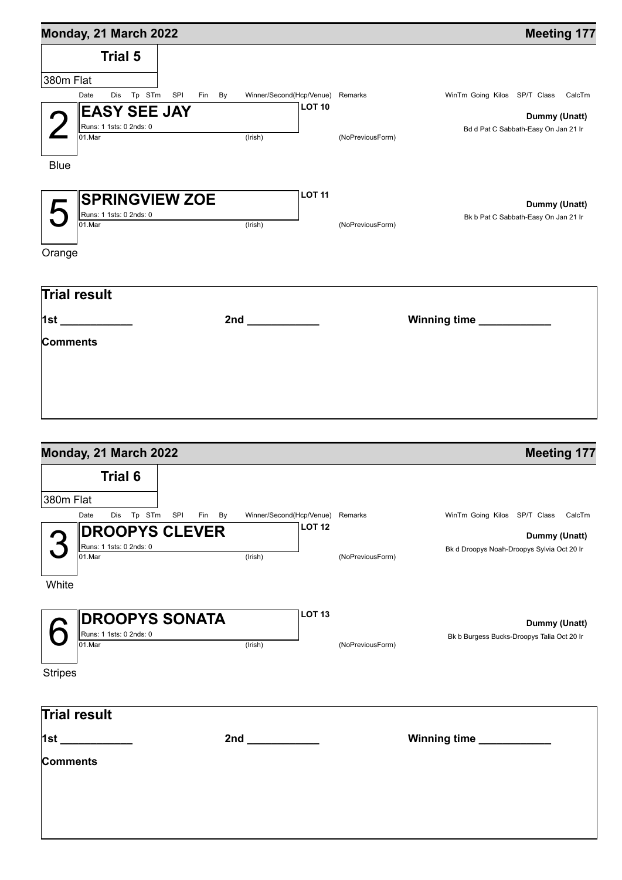## Monday, 21 March 2022 — Meeting 177

### Trial 5

380m Flat

| Date | Dis | Tp | STm | SPl | Fin | By | Winner/Second(Hcp/Venue) | Remarks | WinTm | Going | Kilos | SP/T | Class | CalcTm |
|---|---|---|---|---|---|---|---|---|---|---|---|---|---|---|

**2** — **EASY SEE JAY** — **LOT 10** — **Dummy (Unatt)**

Runs: 1 1sts: 0 2nds: 0

Bd d Pat C Sabbath-Easy On Jan 21 Ir

01.Mar (Irish) (NoPreviousForm)

Blue

**5** — **SPRINGVIEW ZOE** — **LOT 11** — **Dummy (Unatt)**

Runs: 1 1sts: 0 2nds: 0

Bk b Pat C Sabbath-Easy On Jan 21 Ir

01.Mar (Irish) (NoPreviousForm)

Orange

**Trial result**

**1st** ____________ **2nd** ____________ **Winning time** ____________

**Comments**

## Monday, 21 March 2022 — Meeting 177

### Trial 6

380m Flat

| Date | Dis | Tp | STm | SPl | Fin | By | Winner/Second(Hcp/Venue) | Remarks | WinTm | Going | Kilos | SP/T | Class | CalcTm |
|---|---|---|---|---|---|---|---|---|---|---|---|---|---|---|

**3** — **DROOPYS CLEVER** — **LOT 12** — **Dummy (Unatt)**

Runs: 1 1sts: 0 2nds: 0

Bk d Droopys Noah-Droopys Sylvia Oct 20 Ir

01.Mar (Irish) (NoPreviousForm)

White

**6** — **DROOPYS SONATA** — **LOT 13** — **Dummy (Unatt)**

Runs: 1 1sts: 0 2nds: 0

Bk b Burgess Bucks-Droopys Talia Oct 20 Ir

01.Mar (Irish) (NoPreviousForm)

Stripes

**Trial result**

**1st** ____________ **2nd** ____________ **Winning time** ____________

**Comments**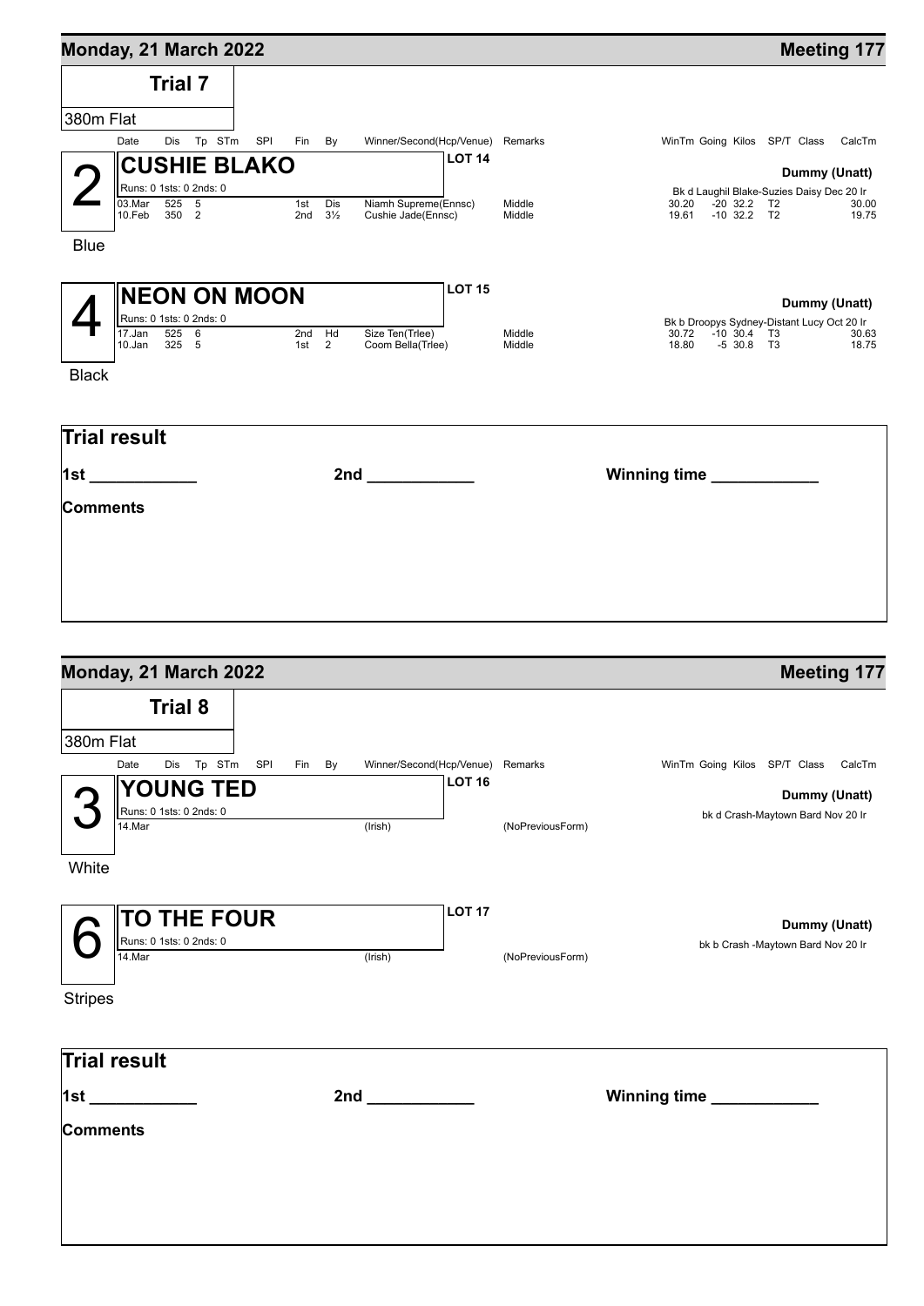## Monday, 21 March 2022 — Meeting 177

### Trial 7

380m Flat

| Date | Dis | Tp | STm | SPl | Fin | By | Winner/Second(Hcp/Venue) | Remarks | WinTm | Going | Kilos | SP/T | Class | CalcTm |
|---|---|---|---|---|---|---|---|---|---|---|---|---|---|---|

**2 — CUSHIE BLAKO** — LOT 14 — Dummy (Unatt)

Runs: 0 1sts: 0 2nds: 0

Bk d Laughil Blake-Suzies Daisy Dec 20 Ir

Blue

| Date | Dis | Tp | STm | SPl | Fin | By | Winner/Second(Hcp/Venue) | Remarks | WinTm | Going | Kilos | SP/T | Class | CalcTm |
|---|---|---|---|---|---|---|---|---|---|---|---|---|---|---|
| 03.Mar | 525 | 5 | | | 1st | Dis | Niamh Supreme(Ennsc) | Middle | 30.20 | -20 | 32.2 | | T2 | 30.00 |
| 10.Feb | 350 | 2 | | | 2nd | 3½ | Cushie Jade(Ennsc) | Middle | 19.61 | -10 | 32.2 | | T2 | 19.75 |

**4 — NEON ON MOON** — LOT 15 — Dummy (Unatt)

Runs: 0 1sts: 0 2nds: 0

Bk b Droopys Sydney-Distant Lucy Oct 20 Ir

Black

| Date | Dis | Tp | STm | SPl | Fin | By | Winner/Second(Hcp/Venue) | Remarks | WinTm | Going | Kilos | SP/T | Class | CalcTm |
|---|---|---|---|---|---|---|---|---|---|---|---|---|---|---|
| 17.Jan | 525 | 6 | | | 2nd | Hd | Size Ten(Trlee) | Middle | 30.72 | -10 | 30.4 | | T3 | 30.63 |
| 10.Jan | 325 | 5 | | | 1st | 2 | Coom Bella(Trlee) | Middle | 18.80 | -5 | 30.8 | | T3 | 18.75 |

**Trial result**

1st ____________ 2nd ____________ Winning time ____________

**Comments**

## Monday, 21 March 2022 — Meeting 177

### Trial 8

380m Flat

**3 — YOUNG TED** — LOT 16 — Dummy (Unatt)

Runs: 0 1sts: 0 2nds: 0

bk d Crash-Maytown Bard Nov 20 Ir

White

| Date | Dis | Tp | STm | SPl | Fin | By | Winner/Second(Hcp/Venue) | Remarks | WinTm | Going | Kilos | SP/T | Class | CalcTm |
|---|---|---|---|---|---|---|---|---|---|---|---|---|---|---|
| 14.Mar | | | | | | | (Irish) | (NoPreviousForm) | | | | | | |

**6 — TO THE FOUR** — LOT 17 — Dummy (Unatt)

Runs: 0 1sts: 0 2nds: 0

bk b Crash -Maytown Bard Nov 20 Ir

Stripes

| Date | Dis | Tp | STm | SPl | Fin | By | Winner/Second(Hcp/Venue) | Remarks | WinTm | Going | Kilos | SP/T | Class | CalcTm |
|---|---|---|---|---|---|---|---|---|---|---|---|---|---|---|
| 14.Mar | | | | | | | (Irish) | (NoPreviousForm) | | | | | | |

**Trial result**

1st ____________ 2nd ____________ Winning time ____________

**Comments**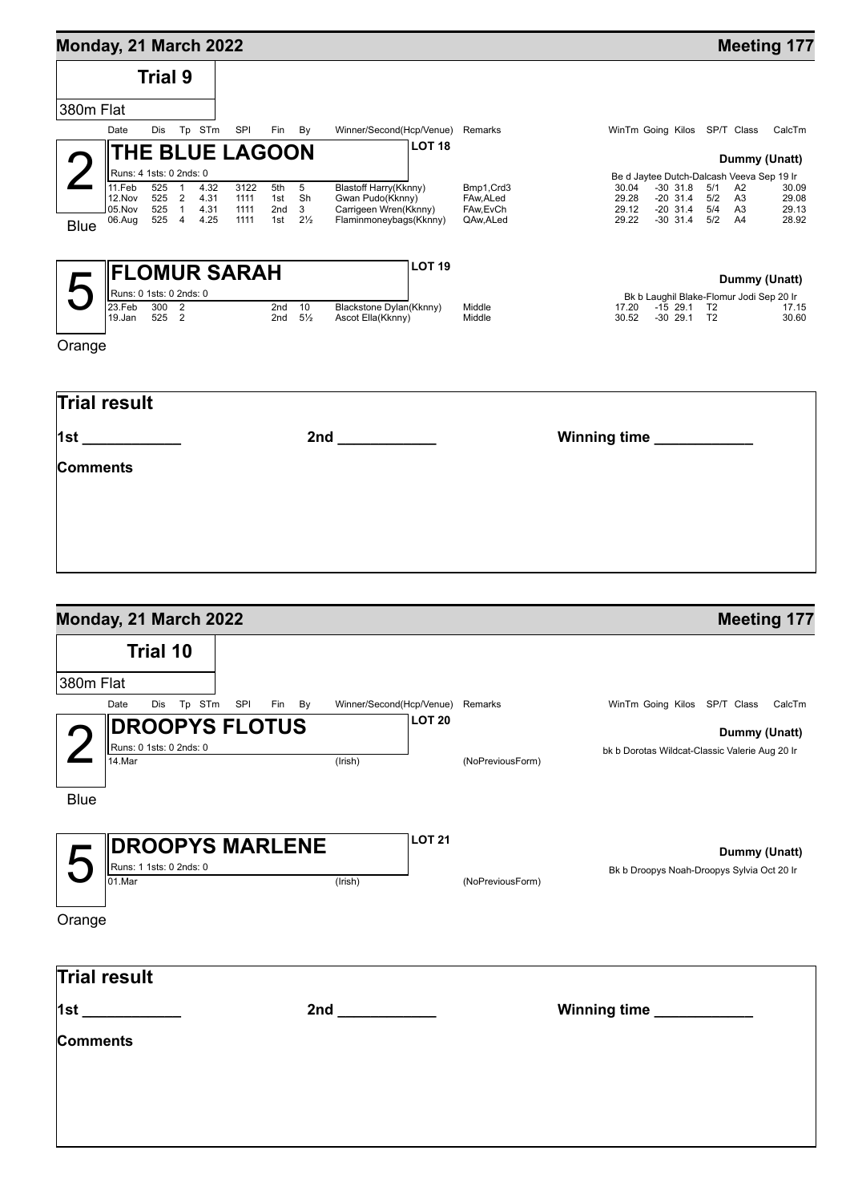## Monday, 21 March 2022

**Meeting 177**

### Trial 9

380m Flat

| | Date | Dis | Tp | STm | SPI | Fin | By | Winner/Second(Hcp/Venue) | Remarks | WinTm | Going | Kilos | SP/T | Class | CalcTm |
|---|---|---|---|---|---|---|---|---|---|---|---|---|---|---|---|
| **2** Blue | **THE BLUE LAGOON** | | | | | | | **LOT 18** | | | | | | | **Dummy (Unatt)** |
| | Runs: 4 1sts: 0 2nds: 0 | | | | | | | | | Be d Jaytee Dutch-Dalcash Veeva Sep 19 Ir | | | | | |
| | 11.Feb | 525 | 1 | 4.32 | 3122 | 5th | 5 | Blastoff Harry(Kknny) | Bmp1,Crd3 | 30.04 | -30 | 31.8 | 5/1 | A2 | 30.09 |
| | 12.Nov | 525 | 2 | 4.31 | 1111 | 1st | Sh | Gwan Pudo(Kknny) | FAw,ALed | 29.28 | -20 | 31.4 | 5/2 | A3 | 29.08 |
| | 05.Nov | 525 | 1 | 4.31 | 1111 | 2nd | 3 | Carrigeen Wren(Kknny) | FAw,EvCh | 29.12 | -20 | 31.4 | 5/4 | A3 | 29.13 |
| | 06.Aug | 525 | 4 | 4.25 | 1111 | 1st | 2½ | Flaminmoneybags(Kknny) | QAw,ALed | 29.22 | -30 | 31.4 | 5/2 | A4 | 28.92 |
| **5** Orange | **FLOMUR SARAH** | | | | | | | **LOT 19** | | | | | | | **Dummy (Unatt)** |
| | Runs: 0 1sts: 0 2nds: 0 | | | | | | | | | Bk b Laughil Blake-Flomur Jodi Sep 20 Ir | | | | | |
| | 23.Feb | 300 | 2 | | | 2nd | 10 | Blackstone Dylan(Kknny) | Middle | 17.20 | -15 | 29.1 | T2 | | 17.15 |
| | 19.Jan | 525 | 2 | | | 2nd | 5½ | Ascot Ella(Kknny) | Middle | 30.52 | -30 | 29.1 | T2 | | 30.60 |

**Trial result**

**1st** ____________ **2nd** ____________ **Winning time** ____________

**Comments**

## Monday, 21 March 2022

**Meeting 177**

### Trial 10

380m Flat

| | Date | Dis | Tp | STm | SPI | Fin | By | Winner/Second(Hcp/Venue) | Remarks | WinTm | Going | Kilos | SP/T | Class | CalcTm |
|---|---|---|---|---|---|---|---|---|---|---|---|---|---|---|---|
| **2** Blue | **DROOPYS FLOTUS** | | | | | | | **LOT 20** | | | | | | | **Dummy (Unatt)** |
| | Runs: 0 1sts: 0 2nds: 0 | | | | | | | | | bk b Dorotas Wildcat-Classic Valerie Aug 20 Ir | | | | | |
| | 14.Mar | | | | | | | (Irish) | (NoPreviousForm) | | | | | | |
| **5** Orange | **DROOPYS MARLENE** | | | | | | | **LOT 21** | | | | | | | **Dummy (Unatt)** |
| | Runs: 1 1sts: 0 2nds: 0 | | | | | | | | | Bk b Droopys Noah-Droopys Sylvia Oct 20 Ir | | | | | |
| | 01.Mar | | | | | | | (Irish) | (NoPreviousForm) | | | | | | |

**Trial result**

**1st** ____________ **2nd** ____________ **Winning time** ____________

**Comments**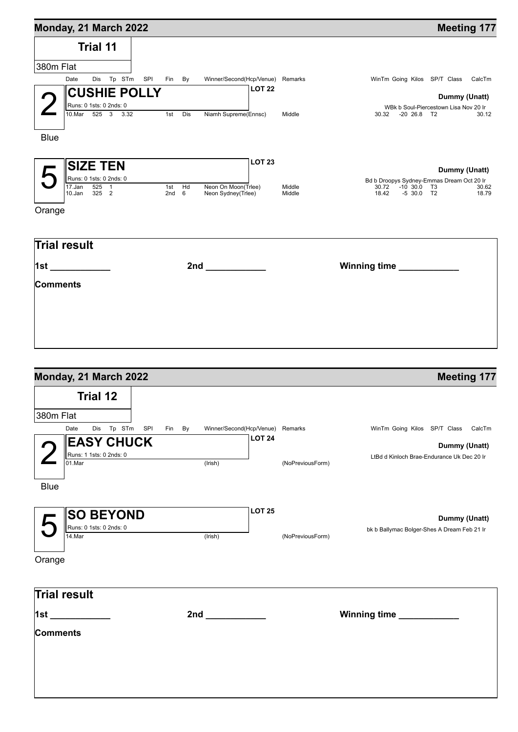## Monday, 21 March 2022 — Meeting 177

### Trial 11

380m Flat

| | Date | Dis | Tp | STm | SPl | Fin | By | Winner/Second(Hcp/Venue) | Remarks | WinTm | Going | Kilos | SP/T | Class | CalcTm |
|---|---|---|---|---|---|---|---|---|---|---|---|---|---|---|---|
| **2** | **CUSHIE POLLY** | | | | | | | **LOT 22** | | | | | | | Dummy (Unatt) |
| | Runs: 0 1sts: 0 2nds: 0 | | | | | | | | | WBk b Soul-Piercestown Lisa Nov 20 Ir | | | | | |
| | 10.Mar | 525 | 3 | 3.32 | | 1st | Dis | Niamh Supreme(Ennsc) | Middle | 30.32 | -20 | 26.8 | | T2 | 30.12 |
| Blue | | | | | | | | | | | | | | | |
| **5** | **SIZE TEN** | | | | | | | **LOT 23** | | | | | | | Dummy (Unatt) |
| | Runs: 0 1sts: 0 2nds: 0 | | | | | | | | | Bd b Droopys Sydney-Emmas Dream Oct 20 Ir | | | | | |
| | 17.Jan | 525 | 1 | | | 1st | Hd | Neon On Moon(Trlee) | Middle | 30.72 | -10 | 30.0 | | T3 | 30.62 |
| | 10.Jan | 325 | 2 | | | 2nd | 6 | Neon Sydney(Trlee) | Middle | 18.42 | -5 | 30.0 | | T2 | 18.79 |
| Orange | | | | | | | | | | | | | | | |

**Trial result**

**1st** ____________ **2nd** ____________ **Winning time** ____________

**Comments**

## Monday, 21 March 2022 — Meeting 177

### Trial 12

380m Flat

| | Date | Dis | Tp | STm | SPl | Fin | By | Winner/Second(Hcp/Venue) | Remarks | WinTm | Going | Kilos | SP/T | Class | CalcTm |
|---|---|---|---|---|---|---|---|---|---|---|---|---|---|---|---|
| **2** | **EASY CHUCK** | | | | | | | **LOT 24** | | | | | | | Dummy (Unatt) |
| | Runs: 1 1sts: 0 2nds: 0 | | | | | | | | | LtBd d Kinloch Brae-Endurance Uk Dec 20 Ir | | | | | |
| | 01.Mar | | | | | | | (Irish) | (NoPreviousForm) | | | | | | |
| Blue | | | | | | | | | | | | | | | |
| **5** | **SO BEYOND** | | | | | | | **LOT 25** | | | | | | | Dummy (Unatt) |
| | Runs: 0 1sts: 0 2nds: 0 | | | | | | | | | bk b Ballymac Bolger-Shes A Dream Feb 21 Ir | | | | | |
| | 14.Mar | | | | | | | (Irish) | (NoPreviousForm) | | | | | | |
| Orange | | | | | | | | | | | | | | | |

**Trial result**

**1st** ____________ **2nd** ____________ **Winning time** ____________

**Comments**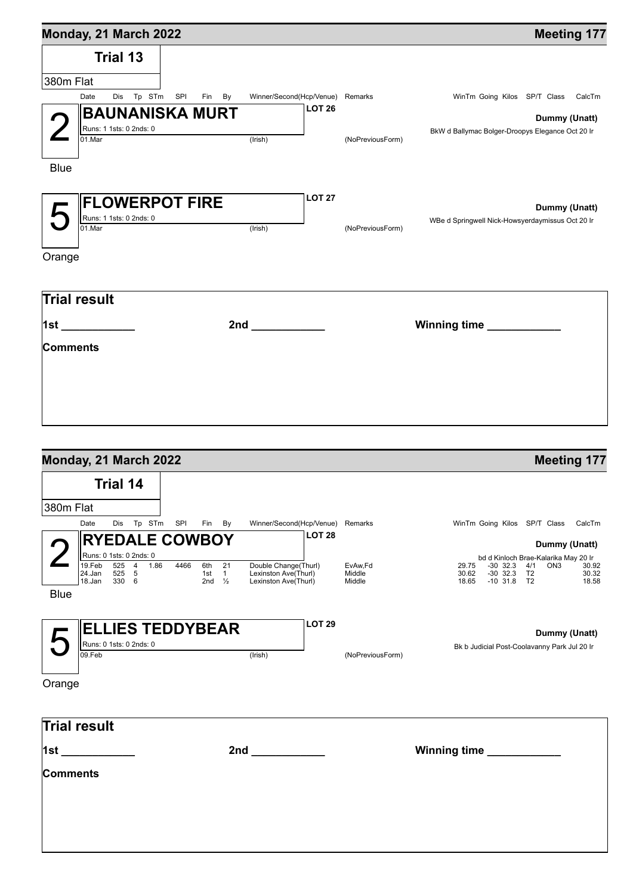## Monday, 21 March 2022

**Meeting 177**

### Trial 13

380m Flat

| Date | Dis | Tp | STm | SPI | Fin | By | Winner/Second(Hcp/Venue) | Remarks | WinTm | Going | Kilos | SP/T | Class | CalcTm |
|---|---|---|---|---|---|---|---|---|---|---|---|---|---|---|

**2 — BAUNANISKA MURT** — LOT 26 — Dummy (Unatt)

Blue

Runs: 1 1sts: 0 2nds: 0

BkW d Ballymac Bolger-Droopys Elegance Oct 20 Ir

| Date | Dis | Tp | STm | SPI | Fin | By | Winner/Second(Hcp/Venue) | Remarks | WinTm | Going | Kilos | SP/T | Class | CalcTm |
|---|---|---|---|---|---|---|---|---|---|---|---|---|---|---|
| 01.Mar | | | | | | | (Irish) | (NoPreviousForm) | | | | | | |

**5 — FLOWERPOT FIRE** — LOT 27 — Dummy (Unatt)

Orange

Runs: 1 1sts: 0 2nds: 0

WBe d Springwell Nick-Howsyerdaymissus Oct 20 Ir

| Date | Dis | Tp | STm | SPI | Fin | By | Winner/Second(Hcp/Venue) | Remarks | WinTm | Going | Kilos | SP/T | Class | CalcTm |
|---|---|---|---|---|---|---|---|---|---|---|---|---|---|---|
| 01.Mar | | | | | | | (Irish) | (NoPreviousForm) | | | | | | |

**Trial result**

1st ____________ 2nd ____________ Winning time ____________

**Comments**

## Monday, 21 March 2022

**Meeting 177**

### Trial 14

380m Flat

**2 — RYEDALE COWBOY** — LOT 28 — Dummy (Unatt)

Blue

Runs: 0 1sts: 0 2nds: 0

bd d Kinloch Brae-Kalarika May 20 Ir

| Date | Dis | Tp | STm | SPI | Fin | By | Winner/Second(Hcp/Venue) | Remarks | WinTm | Going | Kilos | SP/T | Class | CalcTm |
|---|---|---|---|---|---|---|---|---|---|---|---|---|---|---|
| 19.Feb | 525 | 4 | 1.86 | 4466 | 6th | 21 | Double Change(Thurl) | EvAw,Fd | 29.75 | -30 | 32.3 | 4/1 | ON3 | 30.92 |
| 24.Jan | 525 | 5 | | | 1st | 1 | Lexinston Ave(Thurl) | Middle | 30.62 | -30 | 32.3 | T2 | | 30.32 |
| 18.Jan | 330 | 6 | | | 2nd | ½ | Lexinston Ave(Thurl) | Middle | 18.65 | -10 | 31.8 | T2 | | 18.58 |

**5 — ELLIES TEDDYBEAR** — LOT 29 — Dummy (Unatt)

Orange

Runs: 0 1sts: 0 2nds: 0

Bk b Judicial Post-Coolavanny Park Jul 20 Ir

| Date | Dis | Tp | STm | SPI | Fin | By | Winner/Second(Hcp/Venue) | Remarks | WinTm | Going | Kilos | SP/T | Class | CalcTm |
|---|---|---|---|---|---|---|---|---|---|---|---|---|---|---|
| 09.Feb | | | | | | | (Irish) | (NoPreviousForm) | | | | | | |

**Trial result**

1st ____________ 2nd ____________ Winning time ____________

**Comments**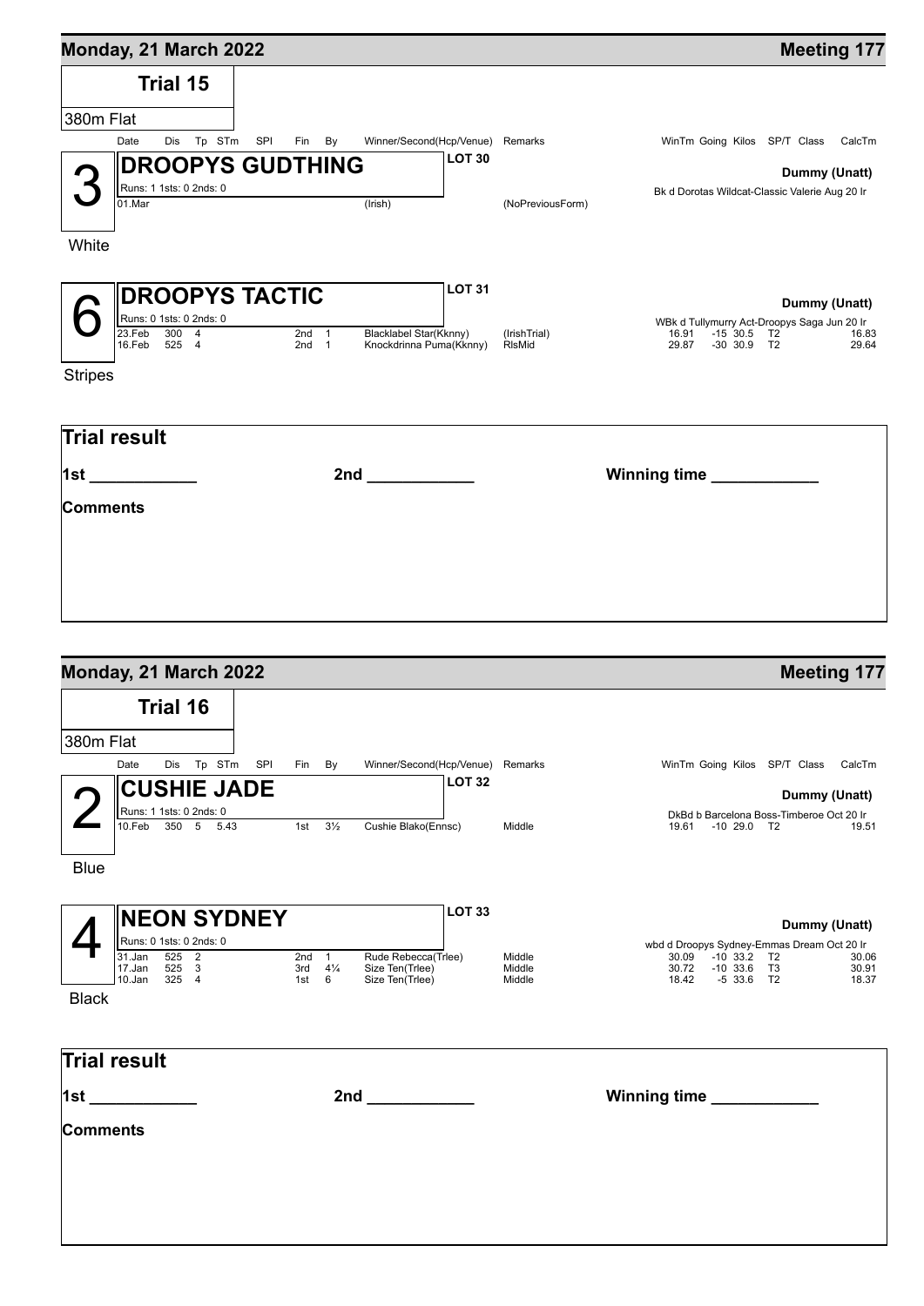## Monday, 21 March 2022 — Meeting 177

### Trial 15

380m Flat

| Date | Dis | Tp | STm | SPl | Fin | By | Winner/Second(Hcp/Venue) | Remarks | WinTm | Going | Kilos | SP/T | Class | CalcTm |
|---|---|---|---|---|---|---|---|---|---|---|---|---|---|---|

**3 — DROOPYS GUDTHING** — LOT 30 — Dummy (Unatt)

White

Runs: 1 1sts: 0 2nds: 0

Bk d Dorotas Wildcat-Classic Valerie Aug 20 Ir

| Date | Dis | Tp | STm | SPl | Fin | By | Winner/Second(Hcp/Venue) | Remarks | WinTm | Going | Kilos | SP/T | Class | CalcTm |
|---|---|---|---|---|---|---|---|---|---|---|---|---|---|---|
| 01.Mar | | | | | | | (Irish) | (NoPreviousForm) | | | | | | |

**6 — DROOPYS TACTIC** — LOT 31 — Dummy (Unatt)

Stripes

Runs: 0 1sts: 0 2nds: 0

WBk d Tullymurry Act-Droopys Saga Jun 20 Ir

| Date | Dis | Tp | STm | SPl | Fin | By | Winner/Second(Hcp/Venue) | Remarks | WinTm | Going | Kilos | SP/T | Class | CalcTm |
|---|---|---|---|---|---|---|---|---|---|---|---|---|---|---|
| 23.Feb | 300 | 4 | | | 2nd | 1 | Blacklabel Star(Kknny) | (IrishTrial) | 16.91 | -15 | 30.5 | | T2 | 16.83 |
| 16.Feb | 525 | 4 | | | 2nd | 1 | Knockdrinna Puma(Kknny) | RlsMid | 29.87 | -30 | 30.9 | | T2 | 29.64 |

**Trial result**

1st ____________ 2nd ____________ Winning time ____________

**Comments**

## Monday, 21 March 2022 — Meeting 177

### Trial 16

380m Flat

**2 — CUSHIE JADE** — LOT 32 — Dummy (Unatt)

Blue

Runs: 1 1sts: 0 2nds: 0

DkBd b Barcelona Boss-Timberoe Oct 20 Ir

| Date | Dis | Tp | STm | SPl | Fin | By | Winner/Second(Hcp/Venue) | Remarks | WinTm | Going | Kilos | SP/T | Class | CalcTm |
|---|---|---|---|---|---|---|---|---|---|---|---|---|---|---|
| 10.Feb | 350 | 5 | 5.43 | | 1st | 3½ | Cushie Blako(Ennsc) | Middle | 19.61 | -10 | 29.0 | | T2 | 19.51 |

**4 — NEON SYDNEY** — LOT 33 — Dummy (Unatt)

Black

Runs: 0 1sts: 0 2nds: 0

wbd d Droopys Sydney-Emmas Dream Oct 20 Ir

| Date | Dis | Tp | STm | SPl | Fin | By | Winner/Second(Hcp/Venue) | Remarks | WinTm | Going | Kilos | SP/T | Class | CalcTm |
|---|---|---|---|---|---|---|---|---|---|---|---|---|---|---|
| 31.Jan | 525 | 2 | | | 2nd | 1 | Rude Rebecca(Trlee) | Middle | 30.09 | -10 | 33.2 | | T2 | 30.06 |
| 17.Jan | 525 | 3 | | | 3rd | 4¼ | Size Ten(Trlee) | Middle | 30.72 | -10 | 33.6 | | T3 | 30.91 |
| 10.Jan | 325 | 4 | | | 1st | 6 | Size Ten(Trlee) | Middle | 18.42 | -5 | 33.6 | | T2 | 18.37 |

**Trial result**

1st ____________ 2nd ____________ Winning time ____________

**Comments**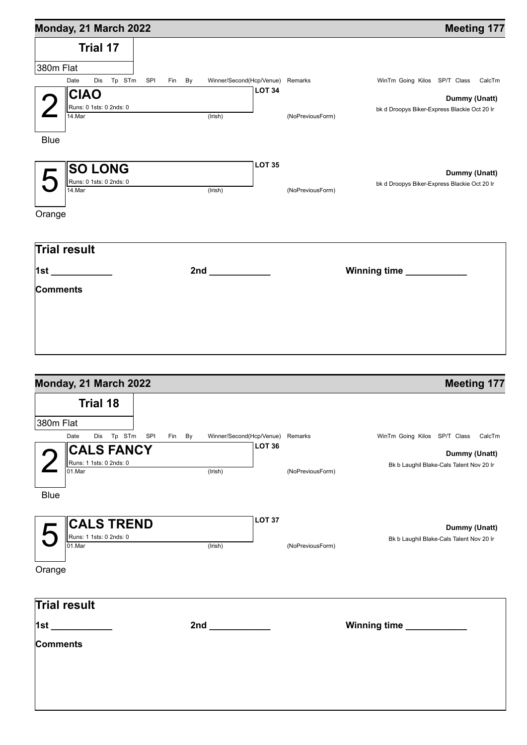## Monday, 21 March 2022 — Meeting 177

### Trial 17

380m Flat

| | Date | Dis | Tp | STm | SPl | Fin | By | Winner/Second(Hcp/Venue) | Remarks | WinTm | Going | Kilos | SP/T | Class | CalcTm |
|---|---|---|---|---|---|---|---|---|---|---|---|---|---|---|---|
| **2** Blue | **CIAO** Runs: 0 1sts: 0 2nds: 0 | | | | | | | **LOT 34** | | Dummy (Unatt) | | | | | |
| | | | | | | | | | | bk d Droopys Biker-Express Blackie Oct 20 Ir | | | | | |
| | 14.Mar | | | | | | | (Irish) | (NoPreviousForm) | | | | | | |
| **5** Orange | **SO LONG** Runs: 0 1sts: 0 2nds: 0 | | | | | | | **LOT 35** | | Dummy (Unatt) | | | | | |
| | | | | | | | | | | bk d Droopys Biker-Express Blackie Oct 20 Ir | | | | | |
| | 14.Mar | | | | | | | (Irish) | (NoPreviousForm) | | | | | | |

**Trial result**

**1st** ____________ **2nd** ____________ **Winning time** ____________

**Comments**

## Monday, 21 March 2022 — Meeting 177

### Trial 18

380m Flat

| | Date | Dis | Tp | STm | SPl | Fin | By | Winner/Second(Hcp/Venue) | Remarks | WinTm | Going | Kilos | SP/T | Class | CalcTm |
|---|---|---|---|---|---|---|---|---|---|---|---|---|---|---|---|
| **2** Blue | **CALS FANCY** Runs: 1 1sts: 0 2nds: 0 | | | | | | | **LOT 36** | | Dummy (Unatt) | | | | | |
| | | | | | | | | | | Bk b Laughil Blake-Cals Talent Nov 20 Ir | | | | | |
| | 01.Mar | | | | | | | (Irish) | (NoPreviousForm) | | | | | | |
| **5** Orange | **CALS TREND** Runs: 1 1sts: 0 2nds: 0 | | | | | | | **LOT 37** | | Dummy (Unatt) | | | | | |
| | | | | | | | | | | Bk b Laughil Blake-Cals Talent Nov 20 Ir | | | | | |
| | 01.Mar | | | | | | | (Irish) | (NoPreviousForm) | | | | | | |

**Trial result**

**1st** ____________ **2nd** ____________ **Winning time** ____________

**Comments**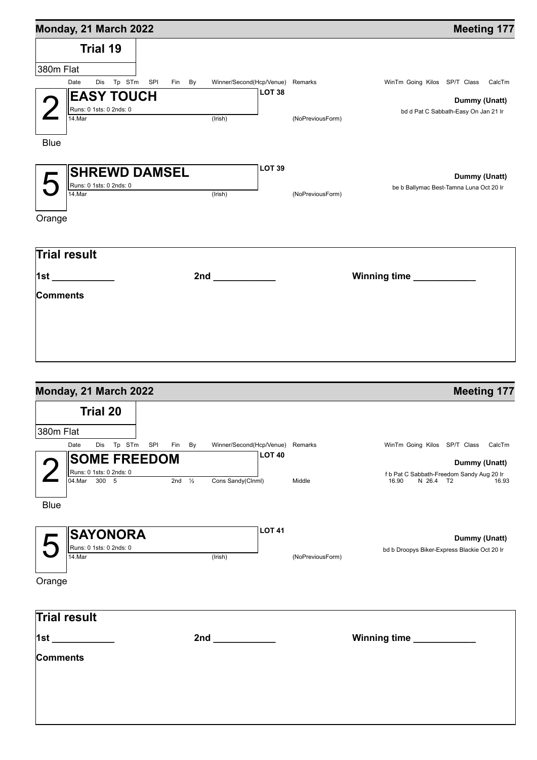## Monday, 21 March 2022 — Meeting 177

### Trial 19

380m Flat

| | Date | Dis | Tp | STm | SPl | Fin | By | Winner/Second(Hcp/Venue) | Remarks | WinTm | Going | Kilos | SP/T | Class | CalcTm |
|---|---|---|---|---|---|---|---|---|---|---|---|---|---|---|---|
| **2** | **EASY TOUCH** | | | | | | | | LOT 38 | | | | | | Dummy (Unatt) |
| | Runs: 0 1sts: 0 2nds: 0 | | | | | | | | bd d Pat C Sabbath-Easy On Jan 21 Ir | | | | | | |
| Blue | 14.Mar | | | | | | | (Irish) | (NoPreviousForm) | | | | | | |
| **5** | **SHREWD DAMSEL** | | | | | | | | LOT 39 | | | | | | Dummy (Unatt) |
| | Runs: 0 1sts: 0 2nds: 0 | | | | | | | | be b Ballymac Best-Tamna Luna Oct 20 Ir | | | | | | |
| Orange | 14.Mar | | | | | | | (Irish) | (NoPreviousForm) | | | | | | |

**Trial result**

**1st** ____________ **2nd** ____________ **Winning time** ____________

**Comments**

## Monday, 21 March 2022 — Meeting 177

### Trial 20

380m Flat

| | Date | Dis | Tp | STm | SPl | Fin | By | Winner/Second(Hcp/Venue) | Remarks | WinTm | Going | Kilos | SP/T | Class | CalcTm |
|---|---|---|---|---|---|---|---|---|---|---|---|---|---|---|---|
| **2** | **SOME FREEDOM** | | | | | | | | LOT 40 | | | | | | Dummy (Unatt) |
| | Runs: 0 1sts: 0 2nds: 0 | | | | | | | | f b Pat C Sabbath-Freedom Sandy Aug 20 Ir | | | | | | |
| Blue | 04.Mar | 300 | 5 | | | 2nd | ½ | Cons Sandy(Clnml) | Middle | 16.90 | N | 26.4 | | T2 | 16.93 |
| **5** | **SAYONORA** | | | | | | | | LOT 41 | | | | | | Dummy (Unatt) |
| | Runs: 0 1sts: 0 2nds: 0 | | | | | | | | bd b Droopys Biker-Express Blackie Oct 20 Ir | | | | | | |
| Orange | 14.Mar | | | | | | | (Irish) | (NoPreviousForm) | | | | | | |

**Trial result**

**1st** ____________ **2nd** ____________ **Winning time** ____________

**Comments**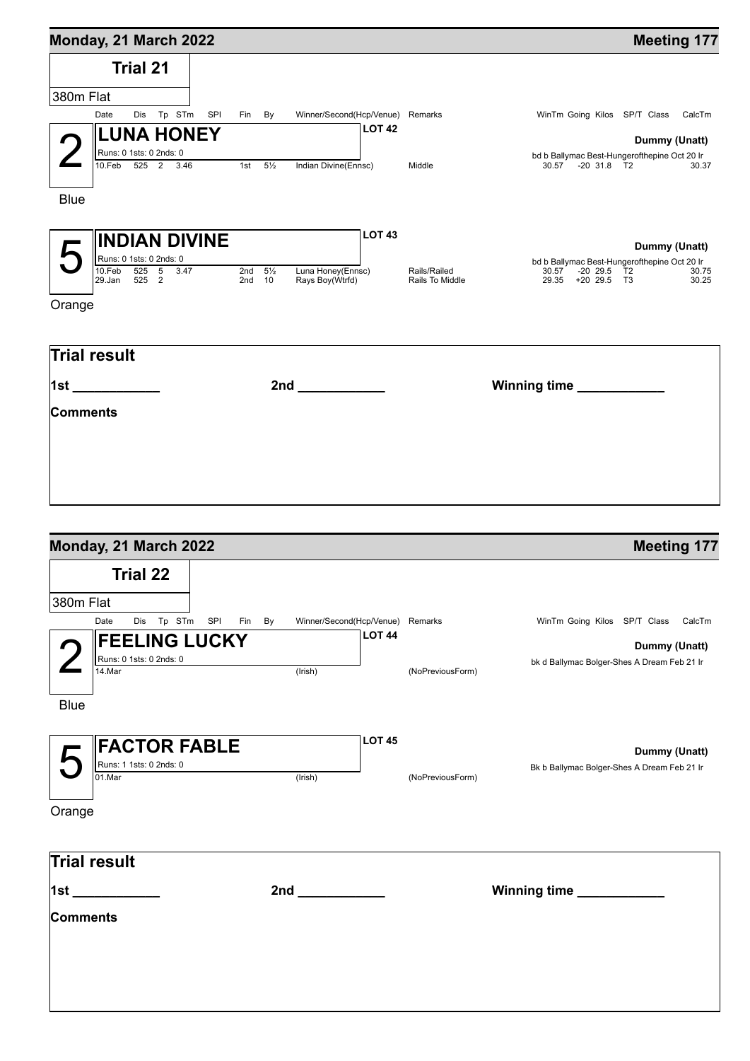## Monday, 21 March 2022

**Meeting 177**

### Trial 21

380m Flat

| Date | Dis | Tp | STm | SPl | Fin | By | Winner/Second(Hcp/Venue) | Remarks | WinTm | Going | Kilos | SP/T | Class | CalcTm |
|---|---|---|---|---|---|---|---|---|---|---|---|---|---|---|

**2 — LUNA HONEY** — LOT 42 — Dummy (Unatt)

Runs: 0 1sts: 0 2nds: 0

bd b Ballymac Best-Hungerofthepine Oct 20 Ir

| Date | Dis | Tp | STm | SPl | Fin | By | Winner/Second(Hcp/Venue) | Remarks | WinTm | Going | Kilos | SP/T | Class | CalcTm |
|---|---|---|---|---|---|---|---|---|---|---|---|---|---|---|
| 10.Feb | 525 | 2 | 3.46 | | 1st | 5½ | Indian Divine(Ennsc) | Middle | 30.57 | -20 | 31.8 | | T2 | 30.37 |

Blue

**5 — INDIAN DIVINE** — LOT 43 — Dummy (Unatt)

Runs: 0 1sts: 0 2nds: 0

bd b Ballymac Best-Hungerofthepine Oct 20 Ir

| Date | Dis | Tp | STm | SPl | Fin | By | Winner/Second(Hcp/Venue) | Remarks | WinTm | Going | Kilos | SP/T | Class | CalcTm |
|---|---|---|---|---|---|---|---|---|---|---|---|---|---|---|
| 10.Feb | 525 | 5 | 3.47 | | 2nd | 5½ | Luna Honey(Ennsc) | Rails/Railed | 30.57 | -20 | 29.5 | | T2 | 30.75 |
| 29.Jan | 525 | 2 | | | 2nd | 10 | Rays Boy(Wtrfd) | Rails To Middle | 29.35 | +20 | 29.5 | | T3 | 30.25 |

Orange

**Trial result**

1st ____________ 2nd ____________ Winning time ____________

**Comments**

## Monday, 21 March 2022

**Meeting 177**

### Trial 22

380m Flat

**2 — FEELING LUCKY** — LOT 44 — Dummy (Unatt)

Runs: 0 1sts: 0 2nds: 0

bk d Ballymac Bolger-Shes A Dream Feb 21 Ir

| Date | Dis | Tp | STm | SPl | Fin | By | Winner/Second(Hcp/Venue) | Remarks | WinTm | Going | Kilos | SP/T | Class | CalcTm |
|---|---|---|---|---|---|---|---|---|---|---|---|---|---|---|
| 14.Mar | | | | | | | (Irish) | (NoPreviousForm) | | | | | | |

Blue

**5 — FACTOR FABLE** — LOT 45 — Dummy (Unatt)

Runs: 1 1sts: 0 2nds: 0

Bk b Ballymac Bolger-Shes A Dream Feb 21 Ir

| Date | Dis | Tp | STm | SPl | Fin | By | Winner/Second(Hcp/Venue) | Remarks | WinTm | Going | Kilos | SP/T | Class | CalcTm |
|---|---|---|---|---|---|---|---|---|---|---|---|---|---|---|
| 01.Mar | | | | | | | (Irish) | (NoPreviousForm) | | | | | | |

Orange

**Trial result**

1st ____________ 2nd ____________ Winning time ____________

**Comments**